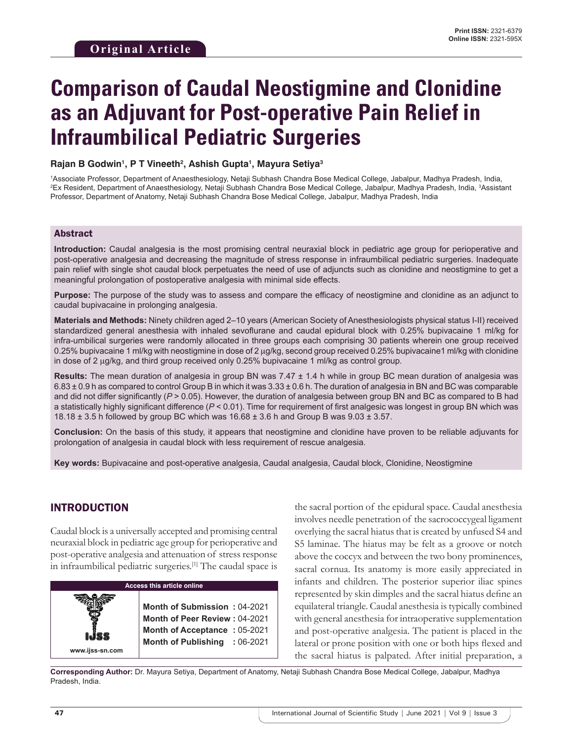Original Article

# Comparison of Caudal Neostigmine and Clonidine as an Adjuvant for Post-operative Pain Relief in Infraumbilical Pediatric Surgeries

**Rajan B Godwin[1], P T Vineeth[2], Ashish Gupta[1], Mayura Setiya[3]**

[1]Associate Professor, Department of Anaesthesiology, Netaji Subhash Chandra Bose Medical College, Jabalpur, Madhya Pradesh, India, [2]Ex Resident, Department of Anaesthesiology, Netaji Subhash Chandra Bose Medical College, Jabalpur, Madhya Pradesh, India, [3]Assistant Professor, Department of Anatomy, Netaji Subhash Chandra Bose Medical College, Jabalpur, Madhya Pradesh, India

## Abstract

**Introduction:** Caudal analgesia is the most promising central neuraxial block in pediatric age group for perioperative and post-operative analgesia and decreasing the magnitude of stress response in infraumbilical pediatric surgeries. Inadequate pain relief with single shot caudal block perpetuates the need of use of adjuncts such as clonidine and neostigmine to get a meaningful prolongation of postoperative analgesia with minimal side effects.

**Purpose:** The purpose of the study was to assess and compare the efficacy of neostigmine and clonidine as an adjunct to caudal bupivacaine in prolonging analgesia.

**Materials and Methods:** Ninety children aged 2–10 years (American Society of Anesthesiologists physical status I-II) received standardized general anesthesia with inhaled sevoflurane and caudal epidural block with 0.25% bupivacaine 1 ml/kg for infra-umbilical surgeries were randomly allocated in three groups each comprising 30 patients wherein one group received 0.25% bupivacaine 1 ml/kg with neostigmine in dose of 2 μg/kg, second group received 0.25% bupivacaine1 ml/kg with clonidine in dose of 2 μg/kg, and third group received only 0.25% bupivacaine 1 ml/kg as control group.

**Results:** The mean duration of analgesia in group BN was 7.47 ± 1.4 h while in group BC mean duration of analgesia was 6.83 ± 0.9 h as compared to control Group B in which it was 3.33 ± 0.6 h. The duration of analgesia in BN and BC was comparable and did not differ significantly (*P* > 0.05). However, the duration of analgesia between group BN and BC as compared to B had a statistically highly significant difference (*P* < 0.01). Time for requirement of first analgesic was longest in group BN which was 18.18 ± 3.5 h followed by group BC which was 16.68 ± 3.6 h and Group B was 9.03 ± 3.57.

**Conclusion:** On the basis of this study, it appears that neostigmine and clonidine have proven to be reliable adjuvants for prolongation of analgesia in caudal block with less requirement of rescue analgesia.

**Key words:** Bupivacaine and post-operative analgesia, Caudal analgesia, Caudal block, Clonidine, Neostigmine

## INTRODUCTION

Caudal block is a universally accepted and promising central neuraxial block in pediatric age group for perioperative and post-operative analgesia and attenuation of stress response in infraumbilical pediatric surgeries.[1] The caudal space is the sacral portion of the epidural space. Caudal anesthesia involves needle penetration of the sacrococcygeal ligament overlying the sacral hiatus that is created by unfused S4 and S5 laminae. The hiatus may be felt as a groove or notch above the coccyx and between the two bony prominences, sacral cornua. Its anatomy is more easily appreciated in infants and children. The posterior superior iliac spines represented by skin dimples and the sacral hiatus define an equilateral triangle. Caudal anesthesia is typically combined with general anesthesia for intraoperative supplementation and post-operative analgesia. The patient is placed in the lateral or prone position with one or both hips flexed and the sacral hiatus is palpated. After initial preparation, a

| Access this article online | |
|---|---|
| www.ijss-sn.com | **Month of Submission :** 04-2021 |
| | **Month of Peer Review :** 04-2021 |
| | **Month of Acceptance :** 05-2021 |
| | **Month of Publishing :** 06-2021 |

**Corresponding Author:** Dr. Mayura Setiya, Department of Anatomy, Netaji Subhash Chandra Bose Medical College, Jabalpur, Madhya Pradesh, India.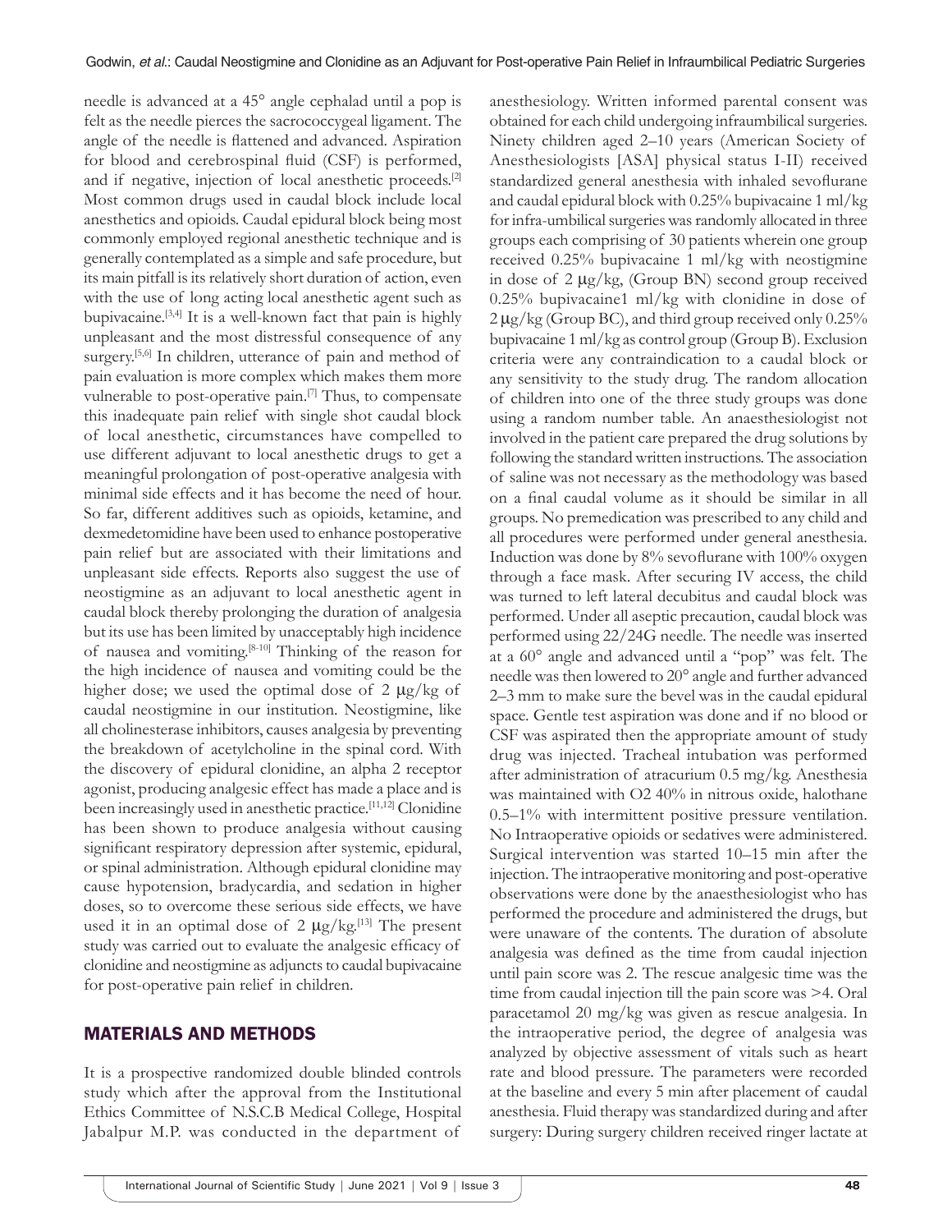needle is advanced at a 45° angle cephalad until a pop is felt as the needle pierces the sacrococcygeal ligament. The angle of the needle is flattened and advanced. Aspiration for blood and cerebrospinal fluid (CSF) is performed, and if negative, injection of local anesthetic proceeds.[2] Most common drugs used in caudal block include local anesthetics and opioids. Caudal epidural block being most commonly employed regional anesthetic technique and is generally contemplated as a simple and safe procedure, but its main pitfall is its relatively short duration of action, even with the use of long acting local anesthetic agent such as bupivacaine.[3,4] It is a well-known fact that pain is highly unpleasant and the most distressful consequence of any surgery.[5,6] In children, utterance of pain and method of pain evaluation is more complex which makes them more vulnerable to post-operative pain.[7] Thus, to compensate this inadequate pain relief with single shot caudal block of local anesthetic, circumstances have compelled to use different adjuvant to local anesthetic drugs to get a meaningful prolongation of post-operative analgesia with minimal side effects and it has become the need of hour. So far, different additives such as opioids, ketamine, and dexmedetomidine have been used to enhance postoperative pain relief but are associated with their limitations and unpleasant side effects. Reports also suggest the use of neostigmine as an adjuvant to local anesthetic agent in caudal block thereby prolonging the duration of analgesia but its use has been limited by unacceptably high incidence of nausea and vomiting.[8-10] Thinking of the reason for the high incidence of nausea and vomiting could be the higher dose; we used the optimal dose of 2 μg/kg of caudal neostigmine in our institution. Neostigmine, like all cholinesterase inhibitors, causes analgesia by preventing the breakdown of acetylcholine in the spinal cord. With the discovery of epidural clonidine, an alpha 2 receptor agonist, producing analgesic effect has made a place and is been increasingly used in anesthetic practice.[11,12] Clonidine has been shown to produce analgesia without causing significant respiratory depression after systemic, epidural, or spinal administration. Although epidural clonidine may cause hypotension, bradycardia, and sedation in higher doses, so to overcome these serious side effects, we have used it in an optimal dose of 2 μg/kg.[13] The present study was carried out to evaluate the analgesic efficacy of clonidine and neostigmine as adjuncts to caudal bupivacaine for post-operative pain relief in children.

## MATERIALS AND METHODS

It is a prospective randomized double blinded controls study which after the approval from the Institutional Ethics Committee of N.S.C.B Medical College, Hospital Jabalpur M.P. was conducted in the department of anesthesiology. Written informed parental consent was obtained for each child undergoing infraumbilical surgeries. Ninety children aged 2–10 years (American Society of Anesthesiologists [ASA] physical status I-II) received standardized general anesthesia with inhaled sevoflurane and caudal epidural block with 0.25% bupivacaine 1 ml/kg for infra-umbilical surgeries was randomly allocated in three groups each comprising of 30 patients wherein one group received 0.25% bupivacaine 1 ml/kg with neostigmine in dose of 2 μg/kg, (Group BN) second group received 0.25% bupivacaine1 ml/kg with clonidine in dose of 2 μg/kg (Group BC), and third group received only 0.25% bupivacaine 1 ml/kg as control group (Group B). Exclusion criteria were any contraindication to a caudal block or any sensitivity to the study drug. The random allocation of children into one of the three study groups was done using a random number table. An anaesthesiologist not involved in the patient care prepared the drug solutions by following the standard written instructions. The association of saline was not necessary as the methodology was based on a final caudal volume as it should be similar in all groups. No premedication was prescribed to any child and all procedures were performed under general anesthesia. Induction was done by 8% sevoflurane with 100% oxygen through a face mask. After securing IV access, the child was turned to left lateral decubitus and caudal block was performed. Under all aseptic precaution, caudal block was performed using 22/24G needle. The needle was inserted at a 60° angle and advanced until a "pop" was felt. The needle was then lowered to 20° angle and further advanced 2–3 mm to make sure the bevel was in the caudal epidural space. Gentle test aspiration was done and if no blood or CSF was aspirated then the appropriate amount of study drug was injected. Tracheal intubation was performed after administration of atracurium 0.5 mg/kg. Anesthesia was maintained with $O_2$ 40% in nitrous oxide, halothane 0.5–1% with intermittent positive pressure ventilation. No Intraoperative opioids or sedatives were administered. Surgical intervention was started 10–15 min after the injection. The intraoperative monitoring and post-operative observations were done by the anaesthesiologist who has performed the procedure and administered the drugs, but were unaware of the contents. The duration of absolute analgesia was defined as the time from caudal injection until pain score was 2. The rescue analgesic time was the time from caudal injection till the pain score was >4. Oral paracetamol 20 mg/kg was given as rescue analgesia. In the intraoperative period, the degree of analgesia was analyzed by objective assessment of vitals such as heart rate and blood pressure. The parameters were recorded at the baseline and every 5 min after placement of caudal anesthesia. Fluid therapy was standardized during and after surgery: During surgery children received ringer lactate at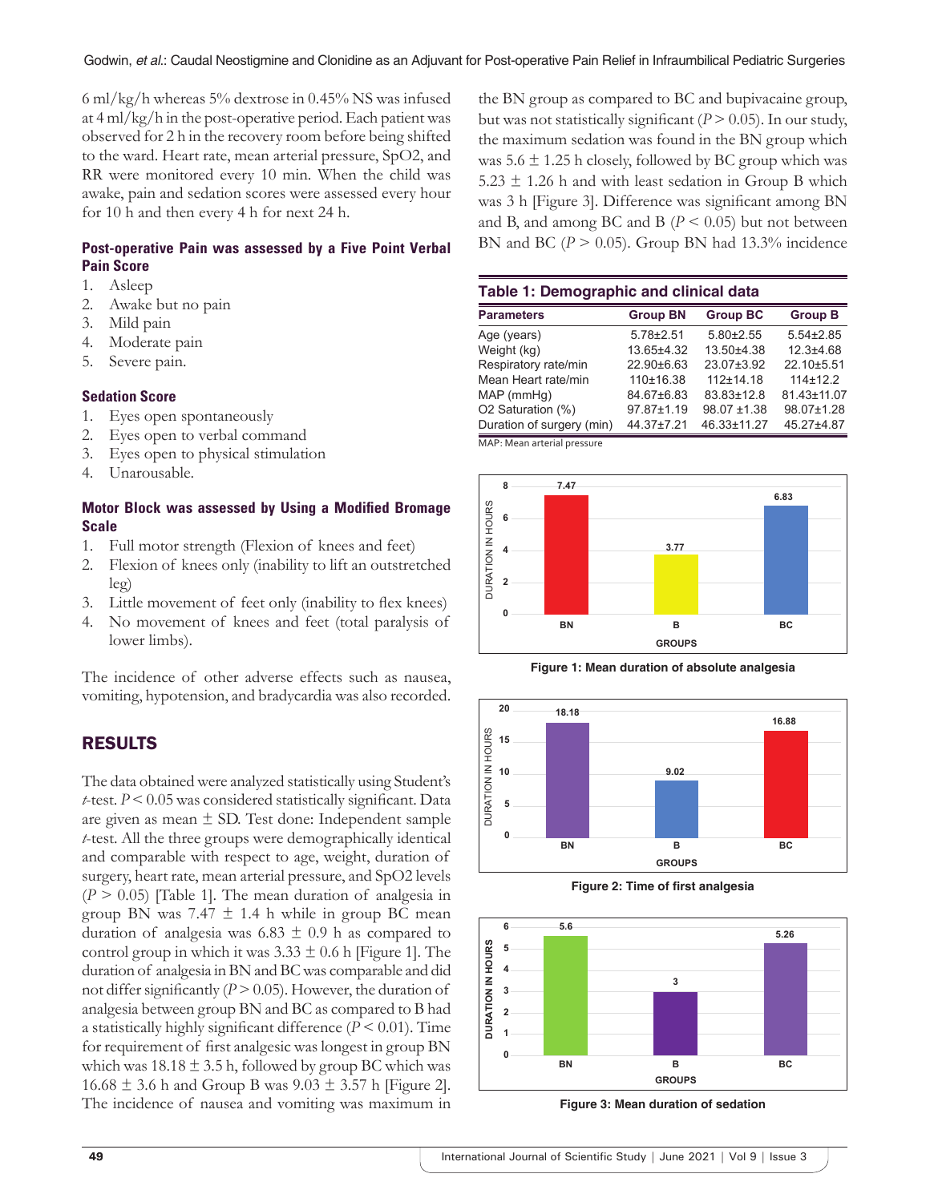6 ml/kg/h whereas 5% dextrose in 0.45% NS was infused at 4 ml/kg/h in the post-operative period. Each patient was observed for 2 h in the recovery room before being shifted to the ward. Heart rate, mean arterial pressure, SpO2, and RR were monitored every 10 min. When the child was awake, pain and sedation scores were assessed every hour for 10 h and then every 4 h for next 24 h.

### Post-operative Pain was assessed by a Five Point Verbal Pain Score

1. Asleep
2. Awake but no pain
3. Mild pain
4. Moderate pain
5. Severe pain.

### Sedation Score

1. Eyes open spontaneously
2. Eyes open to verbal command
3. Eyes open to physical stimulation
4. Unarousable.

### Motor Block was assessed by Using a Modified Bromage Scale

1. Full motor strength (Flexion of knees and feet)
2. Flexion of knees only (inability to lift an outstretched leg)
3. Little movement of feet only (inability to flex knees)
4. No movement of knees and feet (total paralysis of lower limbs).

The incidence of other adverse effects such as nausea, vomiting, hypotension, and bradycardia was also recorded.

## RESULTS

The data obtained were analyzed statistically using Student's *t*-test. $P < 0.05$ was considered statistically significant. Data are given as mean ± SD. Test done: Independent sample *t*-test. All the three groups were demographically identical and comparable with respect to age, weight, duration of surgery, heart rate, mean arterial pressure, and SpO2 levels ($P > 0.05$) [Table 1]. The mean duration of analgesia in group BN was 7.47 ± 1.4 h while in group BC mean duration of analgesia was 6.83 ± 0.9 h as compared to control group in which it was 3.33 ± 0.6 h [Figure 1]. The duration of analgesia in BN and BC was comparable and did not differ significantly ($P > 0.05$). However, the duration of analgesia between group BN and BC as compared to B had a statistically highly significant difference ($P < 0.01$). Time for requirement of first analgesic was longest in group BN which was 18.18 ± 3.5 h, followed by group BC which was 16.68 ± 3.6 h and Group B was 9.03 ± 3.57 h [Figure 2]. The incidence of nausea and vomiting was maximum in the BN group as compared to BC and bupivacaine group, but was not statistically significant ($P > 0.05$). In our study, the maximum sedation was found in the BN group which was 5.6 ± 1.25 h closely, followed by BC group which was 5.23 ± 1.26 h and with least sedation in Group B which was 3 h [Figure 3]. Difference was significant among BN and B, and among BC and B ($P < 0.05$) but not between BN and BC ($P > 0.05$). Group BN had 13.3% incidence

**Table 1: Demographic and clinical data**

| Parameters | Group BN | Group BC | Group B |
|---|---|---|---|
| Age (years) | 5.78±2.51 | 5.80±2.55 | 5.54±2.85 |
| Weight (kg) | 13.65±4.32 | 13.50±4.38 | 12.3±4.68 |
| Respiratory rate/min | 22.90±6.63 | 23.07±3.92 | 22.10±5.51 |
| Mean Heart rate/min | 110±16.38 | 112±14.18 | 114±12.2 |
| MAP (mmHg) | 84.67±6.83 | 83.83±12.8 | 81.43±11.07 |
| O2 Saturation (%) | 97.87±1.19 | 98.07 ±1.38 | 98.07±1.28 |
| Duration of surgery (min) | 44.37±7.21 | 46.33±11.27 | 45.27±4.87 |

MAP: Mean arterial pressure

**Figure 1: Mean duration of absolute analgesia**

**Figure 2: Time of first analgesia**

**Figure 3: Mean duration of sedation**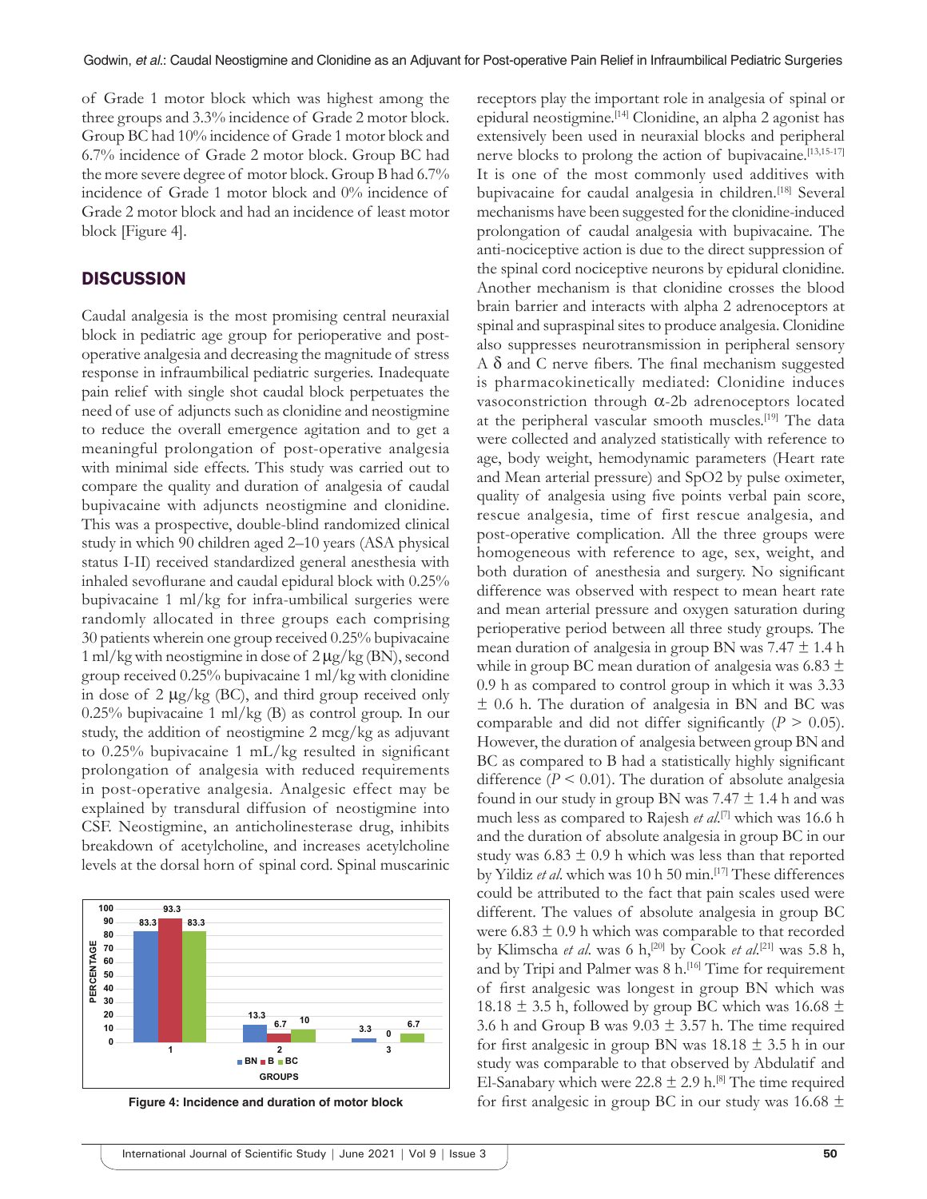of Grade 1 motor block which was highest among the three groups and 3.3% incidence of Grade 2 motor block. Group BC had 10% incidence of Grade 1 motor block and 6.7% incidence of Grade 2 motor block. Group BC had the more severe degree of motor block. Group B had 6.7% incidence of Grade 1 motor block and 0% incidence of Grade 2 motor block and had an incidence of least motor block [Figure 4].

## DISCUSSION

Caudal analgesia is the most promising central neuraxial block in pediatric age group for perioperative and post-operative analgesia and decreasing the magnitude of stress response in infraumbilical pediatric surgeries. Inadequate pain relief with single shot caudal block perpetuates the need of use of adjuncts such as clonidine and neostigmine to reduce the overall emergence agitation and to get a meaningful prolongation of post-operative analgesia with minimal side effects. This study was carried out to compare the quality and duration of analgesia of caudal bupivacaine with adjuncts neostigmine and clonidine. This was a prospective, double-blind randomized clinical study in which 90 children aged 2–10 years (ASA physical status I-II) received standardized general anesthesia with inhaled sevoflurane and caudal epidural block with 0.25% bupivacaine 1 ml/kg for infra-umbilical surgeries were randomly allocated in three groups each comprising 30 patients wherein one group received 0.25% bupivacaine 1 ml/kg with neostigmine in dose of 2 μg/kg (BN), second group received 0.25% bupivacaine 1 ml/kg with clonidine in dose of 2 μg/kg (BC), and third group received only 0.25% bupivacaine 1 ml/kg (B) as control group. In our study, the addition of neostigmine 2 mcg/kg as adjuvant to 0.25% bupivacaine 1 mL/kg resulted in significant prolongation of analgesia with reduced requirements in post-operative analgesia. Analgesic effect may be explained by transdural diffusion of neostigmine into CSF. Neostigmine, an anticholinesterase drug, inhibits breakdown of acetylcholine, and increases acetylcholine levels at the dorsal horn of spinal cord. Spinal muscarinic receptors play the important role in analgesia of spinal or epidural neostigmine.[14] Clonidine, an alpha 2 agonist has extensively been used in neuraxial blocks and peripheral nerve blocks to prolong the action of bupivacaine.[13,15-17] It is one of the most commonly used additives with bupivacaine for caudal analgesia in children.[18] Several mechanisms have been suggested for the clonidine-induced prolongation of caudal analgesia with bupivacaine. The anti-nociceptive action is due to the direct suppression of the spinal cord nociceptive neurons by epidural clonidine. Another mechanism is that clonidine crosses the blood brain barrier and interacts with alpha 2 adrenoceptors at spinal and supraspinal sites to produce analgesia. Clonidine also suppresses neurotransmission in peripheral sensory A δ and C nerve fibers. The final mechanism suggested is pharmacokinetically mediated: Clonidine induces vasoconstriction through α-2b adrenoceptors located at the peripheral vascular smooth muscles.[19] The data were collected and analyzed statistically with reference to age, body weight, hemodynamic parameters (Heart rate and Mean arterial pressure) and SpO2 by pulse oximeter, quality of analgesia using five points verbal pain score, rescue analgesia, time of first rescue analgesia, and post-operative complication. All the three groups were homogeneous with reference to age, sex, weight, and both duration of anesthesia and surgery. No significant difference was observed with respect to mean heart rate and mean arterial pressure and oxygen saturation during perioperative period between all three study groups. The mean duration of analgesia in group BN was 7.47 ± 1.4 h while in group BC mean duration of analgesia was 6.83 ± 0.9 h as compared to control group in which it was 3.33 ± 0.6 h. The duration of analgesia in BN and BC was comparable and did not differ significantly ($P > 0.05$). However, the duration of analgesia between group BN and BC as compared to B had a statistically highly significant difference ($P < 0.01$). The duration of absolute analgesia found in our study in group BN was 7.47 ± 1.4 h and was much less as compared to Rajesh *et al*.[7] which was 16.6 h and the duration of absolute analgesia in group BC in our study was 6.83 ± 0.9 h which was less than that reported by Yildiz *et al*. which was 10 h 50 min.[17] These differences could be attributed to the fact that pain scales used were different. The values of absolute analgesia in group BC were 6.83 ± 0.9 h which was comparable to that recorded by Klimscha *et al*. was 6 h,[20] by Cook *et al*.[21] was 5.8 h, and by Tripi and Palmer was 8 h.[16] Time for requirement of first analgesic was longest in group BN which was 18.18 ± 3.5 h, followed by group BC which was 16.68 ± 3.6 h and Group B was 9.03 ± 3.57 h. The time required for first analgesic in group BN was 18.18 ± 3.5 h in our study was comparable to that observed by Abdulatif and El-Sanabary which were 22.8 ± 2.9 h.[8] The time required for first analgesic in group BC in our study was 16.68 ±

| Grade | BN | B | BC |
|---|---|---|---|
| 1 | 83.3 | 93.3 | 83.3 |
| 2 | 13.3 | 6.7 | 10 |
| 3 | 3.3 | 0 | 6.7 |

Figure 4: Incidence and duration of motor block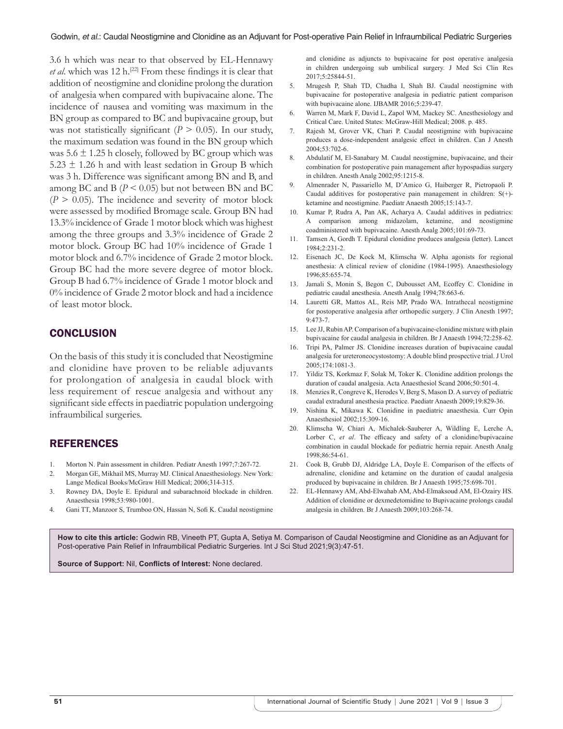3.6 h which was near to that observed by EL-Hennawy *et al*. which was 12 h.[22] From these findings it is clear that addition of neostigmine and clonidine prolong the duration of analgesia when compared with bupivacaine alone. The incidence of nausea and vomiting was maximum in the BN group as compared to BC and bupivacaine group, but was not statistically significant ($P > 0.05$). In our study, the maximum sedation was found in the BN group which was $5.6 \pm 1.25$ h closely, followed by BC group which was $5.23 \pm 1.26$ h and with least sedation in Group B which was 3 h. Difference was significant among BN and B, and among BC and B ($P < 0.05$) but not between BN and BC ($P > 0.05$). The incidence and severity of motor block were assessed by modified Bromage scale. Group BN had 13.3% incidence of Grade 1 motor block which was highest among the three groups and 3.3% incidence of Grade 2 motor block. Group BC had 10% incidence of Grade 1 motor block and 6.7% incidence of Grade 2 motor block. Group BC had the more severe degree of motor block. Group B had 6.7% incidence of Grade 1 motor block and 0% incidence of Grade 2 motor block and had a incidence of least motor block.

## CONCLUSION

On the basis of this study it is concluded that Neostigmine and clonidine have proven to be reliable adjuvants for prolongation of analgesia in caudal block with less requirement of rescue analgesia and without any significant side effects in paediatric population undergoing infraumbilical surgeries.

## REFERENCES

1. Morton N. Pain assessment in children. Pediatr Anesth 1997;7:267-72.
2. Morgan GE, Mikhail MS, Murray MJ. Clinical Anaesthesiology. New York: Lange Medical Books/McGraw Hill Medical; 2006;314-315.
3. Rowney DA, Doyle E. Epidural and subarachnoid blockade in children. Anaesthesia 1998;53:980-1001.
4. Gani TT, Manzoor S, Trumboo ON, Hassan N, Sofi K. Caudal neostigmine and clonidine as adjuncts to bupivacaine for post operative analgesia in children undergoing sub umbilical surgery. J Med Sci Clin Res 2017;5:25844-51.
5. Mrugesh P, Shah TD, Chadha I, Shah BJ. Caudal neostigmine with bupivacaine for postoperative analgesia in pediatric patient comparison with bupivacaine alone. IJBAMR 2016;5:239-47.
6. Warren M, Mark F, David L, Zapol WM, Mackey SC. Anesthesiology and Critical Care. United States: McGraw-Hill Medical; 2008. p. 485.
7. Rajesh M, Grover VK, Chari P. Caudal neostigmine with bupivacaine produces a dose-independent analgesic effect in children. Can J Anesth 2004;53:702-6.
8. Abdulatif M, El-Sanabary M. Caudal neostigmine, bupivacaine, and their combination for postoperative pain management after hypospadias surgery in children. Anesth Analg 2002;95:1215-8.
9. Almenrader N, Passariello M, D'Amico G, Haiberger R, Pietropaoli P. Caudal additives for postoperative pain management in children: S(+)-ketamine and neostigmine. Paediatr Anaesth 2005;15:143-7.
10. Kumar P, Rudra A, Pan AK, Acharya A. Caudal additives in pediatrics: A comparison among midazolam, ketamine, and neostigmine coadministered with bupivacaine. Anesth Analg 2005;101:69-73.
11. Tamsen A, Gordh T. Epidural clonidine produces analgesia (letter). Lancet 1984;2:231-2.
12. Eisenach JC, De Kock M, Klimscha W. Alpha agonists for regional anesthesia: A clinical review of clonidine (1984-1995). Anaesthesiology 1996;85:655-74.
13. Jamali S, Monin S, Begon C, Dubousset AM, Ecoffey C. Clonidine in pediatric caudal anesthesia. Anesth Analg 1994;78:663-6.
14. Lauretti GR, Mattos AL, Reis MP, Prado WA. Intrathecal neostigmine for postoperative analgesia after orthopedic surgery. J Clin Anesth 1997; 9:473-7.
15. Lee JJ, Rubin AP. Comparison of a bupivacaine-clonidine mixture with plain bupivacaine for caudal analgesia in children. Br J Anaesth 1994;72:258-62.
16. Tripi PA, Palmer JS. Clonidine increases duration of bupivacaine caudal analgesia for ureteroneocystostomy: A double blind prospective trial. J Urol 2005;174:1081-3.
17. Yildiz TS, Korkmaz F, Solak M, Toker K. Clonidine addition prolongs the duration of caudal analgesia. Acta Anaesthesiol Scand 2006;50:501-4.
18. Menzies R, Congreve K, Herodes V, Berg S, Mason D. A survey of pediatric caudal extradural anesthesia practice. Paediatr Anaesth 2009;19:829-36.
19. Nishina K, Mikawa K. Clonidine in paediatric anaesthesia. Curr Opin Anaesthesiol 2002;15:309-16.
20. Klimscha W, Chiari A, Michalek-Sauberer A, Wildling E, Lerche A, Lorber C, *et al*. The efficacy and safety of a clonidine/bupivacaine combination in caudal blockade for pediatric hernia repair. Anesth Analg 1998;86:54-61.
21. Cook B, Grubb DJ, Aldridge LA, Doyle E. Comparison of the effects of adrenaline, clonidine and ketamine on the duration of caudal analgesia produced by bupivacaine in children. Br J Anaesth 1995;75:698-701.
22. EL-Hennawy AM, Abd-Elwahab AM, Abd-Elmaksoud AM, El-Ozairy HS. Addition of clonidine or dexmedetomidine to Bupivacaine prolongs caudal analgesia in children. Br J Anaesth 2009;103:268-74.

**How to cite this article:** Godwin RB, Vineeth PT, Gupta A, Setiya M. Comparison of Caudal Neostigmine and Clonidine as an Adjuvant for Post-operative Pain Relief in Infraumbilical Pediatric Surgeries. Int J Sci Stud 2021;9(3):47-51.

**Source of Support:** Nil, **Conflicts of Interest:** None declared.